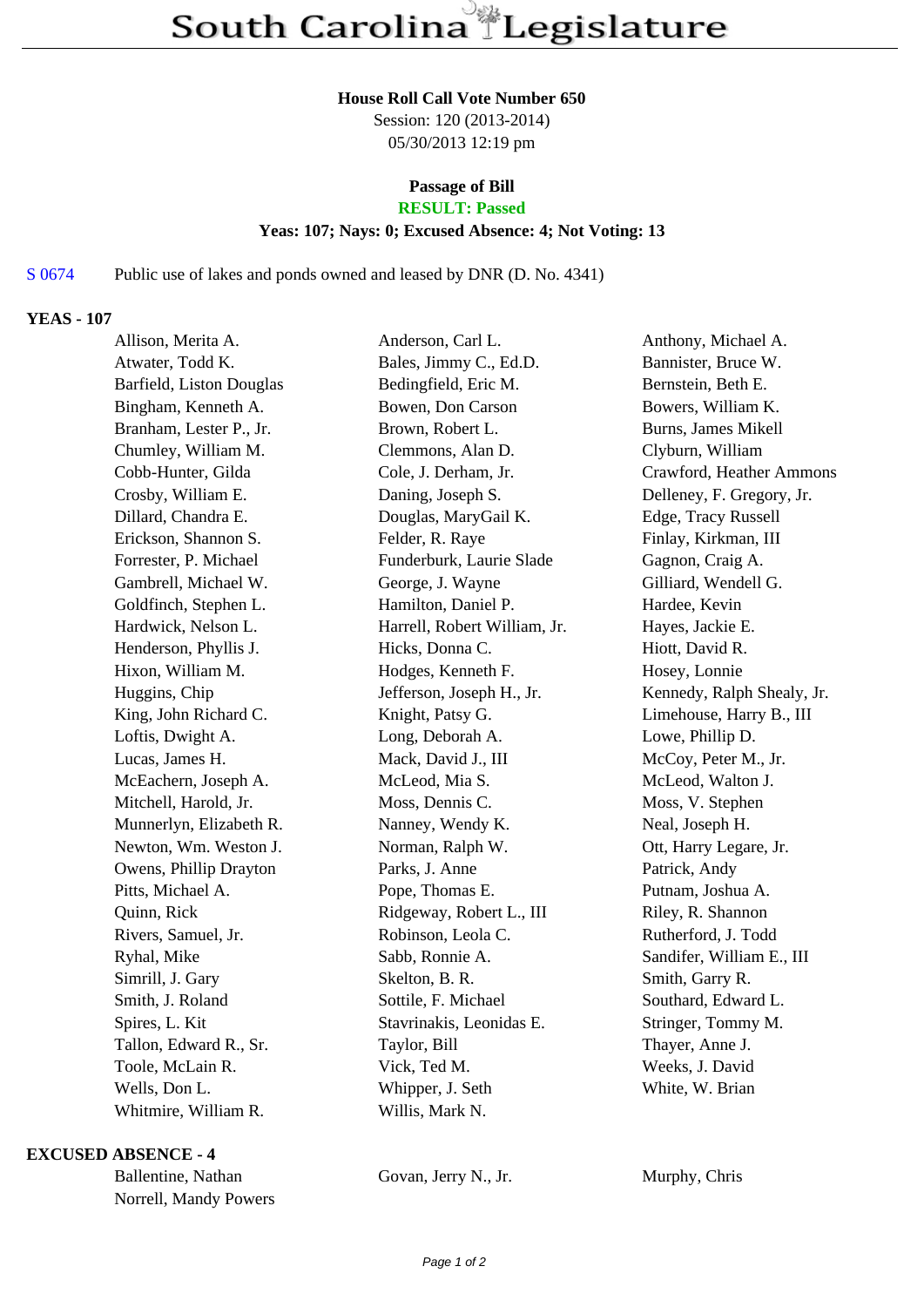# South Carolina Legislature

**House Roll Call Vote Number 650**
Session: 120 (2013-2014)
05/30/2013 12:19 pm

**Passage of Bill**
**RESULT: Passed**
**Yeas: 107; Nays: 0; Excused Absence: 4; Not Voting: 13**

S 0674 Public use of lakes and ponds owned and leased by DNR (D. No. 4341)

**YEAS - 107**

| | | |
|---|---|---|
| Allison, Merita A. | Anderson, Carl L. | Anthony, Michael A. |
| Atwater, Todd K. | Bales, Jimmy C., Ed.D. | Bannister, Bruce W. |
| Barfield, Liston Douglas | Bedingfield, Eric M. | Bernstein, Beth E. |
| Bingham, Kenneth A. | Bowen, Don Carson | Bowers, William K. |
| Branham, Lester P., Jr. | Brown, Robert L. | Burns, James Mikell |
| Chumley, William M. | Clemmons, Alan D. | Clyburn, William |
| Cobb-Hunter, Gilda | Cole, J. Derham, Jr. | Crawford, Heather Ammons |
| Crosby, William E. | Daning, Joseph S. | Delleney, F. Gregory, Jr. |
| Dillard, Chandra E. | Douglas, MaryGail K. | Edge, Tracy Russell |
| Erickson, Shannon S. | Felder, R. Raye | Finlay, Kirkman, III |
| Forrester, P. Michael | Funderburk, Laurie Slade | Gagnon, Craig A. |
| Gambrell, Michael W. | George, J. Wayne | Gilliard, Wendell G. |
| Goldfinch, Stephen L. | Hamilton, Daniel P. | Hardee, Kevin |
| Hardwick, Nelson L. | Harrell, Robert William, Jr. | Hayes, Jackie E. |
| Henderson, Phyllis J. | Hicks, Donna C. | Hiott, David R. |
| Hixon, William M. | Hodges, Kenneth F. | Hosey, Lonnie |
| Huggins, Chip | Jefferson, Joseph H., Jr. | Kennedy, Ralph Shealy, Jr. |
| King, John Richard C. | Knight, Patsy G. | Limehouse, Harry B., III |
| Loftis, Dwight A. | Long, Deborah A. | Lowe, Phillip D. |
| Lucas, James H. | Mack, David J., III | McCoy, Peter M., Jr. |
| McEachern, Joseph A. | McLeod, Mia S. | McLeod, Walton J. |
| Mitchell, Harold, Jr. | Moss, Dennis C. | Moss, V. Stephen |
| Munnerlyn, Elizabeth R. | Nanney, Wendy K. | Neal, Joseph H. |
| Newton, Wm. Weston J. | Norman, Ralph W. | Ott, Harry Legare, Jr. |
| Owens, Phillip Drayton | Parks, J. Anne | Patrick, Andy |
| Pitts, Michael A. | Pope, Thomas E. | Putnam, Joshua A. |
| Quinn, Rick | Ridgeway, Robert L., III | Riley, R. Shannon |
| Rivers, Samuel, Jr. | Robinson, Leola C. | Rutherford, J. Todd |
| Ryhal, Mike | Sabb, Ronnie A. | Sandifer, William E., III |
| Simrill, J. Gary | Skelton, B. R. | Smith, Garry R. |
| Smith, J. Roland | Sottile, F. Michael | Southard, Edward L. |
| Spires, L. Kit | Stavrinakis, Leonidas E. | Stringer, Tommy M. |
| Tallon, Edward R., Sr. | Taylor, Bill | Thayer, Anne J. |
| Toole, McLain R. | Vick, Ted M. | Weeks, J. David |
| Wells, Don L. | Whipper, J. Seth | White, W. Brian |
| Whitmire, William R. | Willis, Mark N. | |

**EXCUSED ABSENCE - 4**

| | | |
|---|---|---|
| Ballentine, Nathan | Govan, Jerry N., Jr. | Murphy, Chris |
| Norrell, Mandy Powers | | |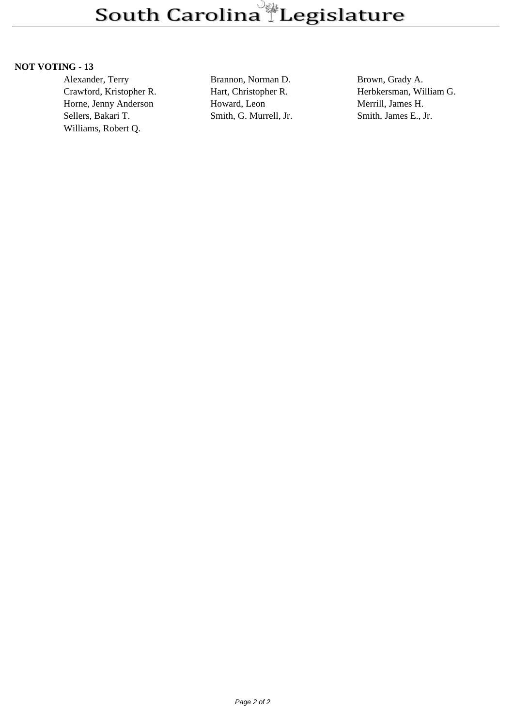**NOT VOTING - 13**

| | | |
|---|---|---|
| Alexander, Terry | Brannon, Norman D. | Brown, Grady A. |
| Crawford, Kristopher R. | Hart, Christopher R. | Herbkersman, William G. |
| Horne, Jenny Anderson | Howard, Leon | Merrill, James H. |
| Sellers, Bakari T. | Smith, G. Murrell, Jr. | Smith, James E., Jr. |
| Williams, Robert Q. | | |